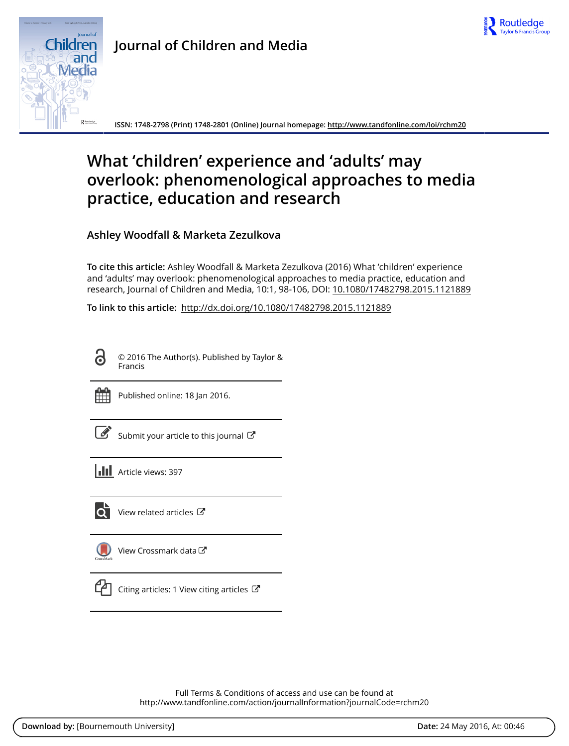# Journal of Children and Media

ISSN: 1748-2798 (Print) 1748-2801 (Online) Journal homepage: http://www.tandfonline.com/loi/rchm20

# What 'children' experience and 'adults' may overlook: phenomenological approaches to media practice, education and research

**Ashley Woodfall & Marketa Zezulkova**

**To cite this article:** Ashley Woodfall & Marketa Zezulkova (2016) What 'children' experience and 'adults' may overlook: phenomenological approaches to media practice, education and research, Journal of Children and Media, 10:1, 98-106, DOI: 10.1080/17482798.2015.1121889

**To link to this article:** http://dx.doi.org/10.1080/17482798.2015.1121889

© 2016 The Author(s). Published by Taylor & Francis

Published online: 18 Jan 2016.

Submit your article to this journal

Article views: 397

View related articles

View Crossmark data

Citing articles: 1 View citing articles

Full Terms & Conditions of access and use can be found at
http://www.tandfonline.com/action/journalInformation?journalCode=rchm20

**Download by:** [Bournemouth University] **Date:** 24 May 2016, At: 00:46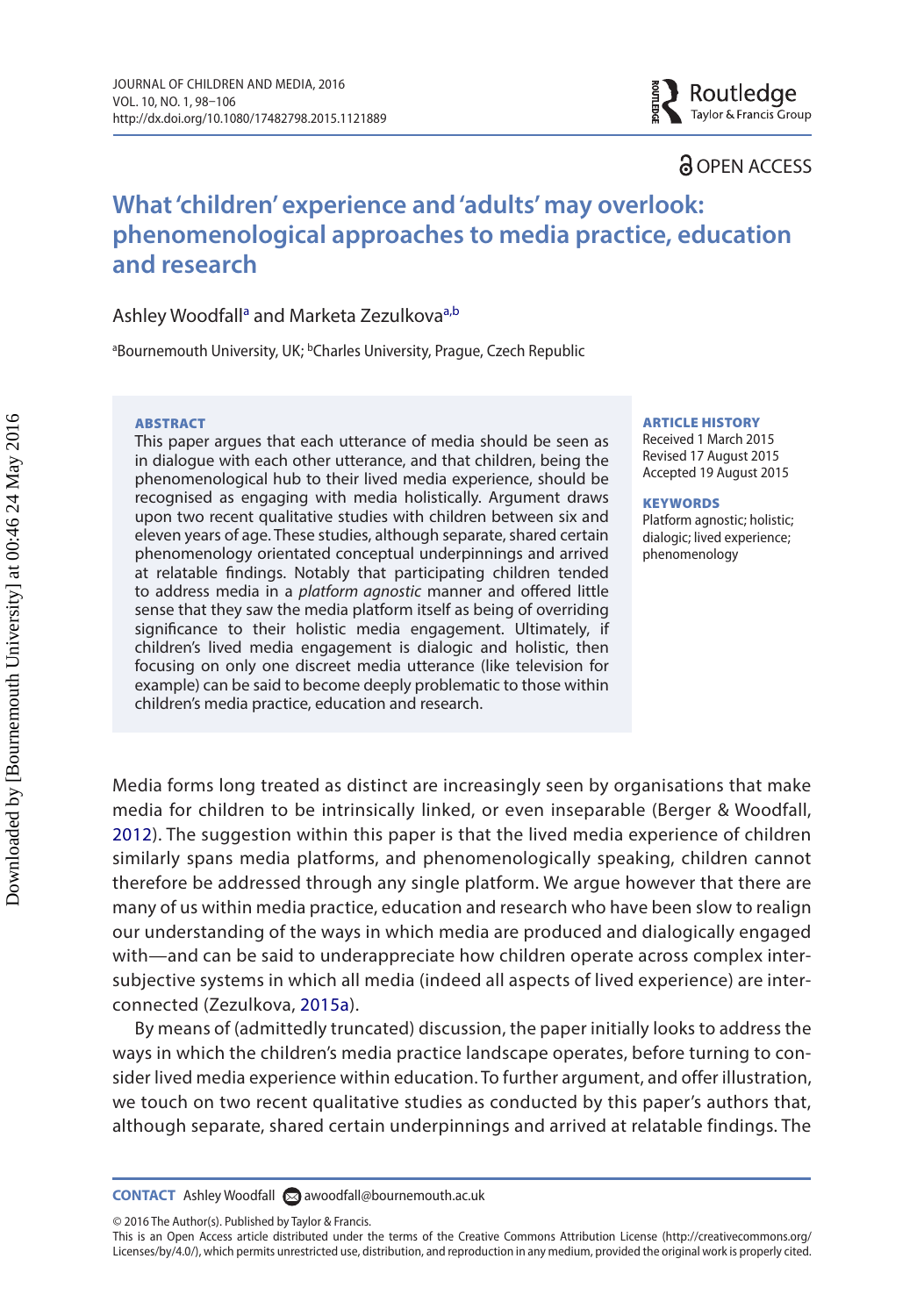# What 'children' experience and 'adults' may overlook: phenomenological approaches to media practice, education and research

Ashley Woodfall[a] and Marketa Zezulkova[a,b]

[a]Bournemouth University, UK; [b]Charles University, Prague, Czech Republic

**ABSTRACT**

This paper argues that each utterance of media should be seen as in dialogue with each other utterance, and that children, being the phenomenological hub to their lived media experience, should be recognised as engaging with media holistically. Argument draws upon two recent qualitative studies with children between six and eleven years of age. These studies, although separate, shared certain phenomenology orientated conceptual underpinnings and arrived at relatable findings. Notably that participating children tended to address media in a *platform agnostic* manner and offered little sense that they saw the media platform itself as being of overriding significance to their holistic media engagement. Ultimately, if children's lived media engagement is dialogic and holistic, then focusing on only one discreet media utterance (like television for example) can be said to become deeply problematic to those within children's media practice, education and research.

**ARTICLE HISTORY**

Received 1 March 2015
Revised 17 August 2015
Accepted 19 August 2015

**KEYWORDS**

Platform agnostic; holistic; dialogic; lived experience; phenomenology

Media forms long treated as distinct are increasingly seen by organisations that make media for children to be intrinsically linked, or even inseparable (Berger & Woodfall, 2012). The suggestion within this paper is that the lived media experience of children similarly spans media platforms, and phenomenologically speaking, children cannot therefore be addressed through any single platform. We argue however that there are many of us within media practice, education and research who have been slow to realign our understanding of the ways in which media are produced and dialogically engaged with—and can be said to underappreciate how children operate across complex intersubjective systems in which all media (indeed all aspects of lived experience) are interconnected (Zezulkova, 2015a).

By means of (admittedly truncated) discussion, the paper initially looks to address the ways in which the children's media practice landscape operates, before turning to consider lived media experience within education. To further argument, and offer illustration, we touch on two recent qualitative studies as conducted by this paper's authors that, although separate, shared certain underpinnings and arrived at relatable findings. The

**CONTACT** Ashley Woodfall awoodfall@bournemouth.ac.uk

© 2016 The Author(s). Published by Taylor & Francis.
This is an Open Access article distributed under the terms of the Creative Commons Attribution License (http://creativecommons.org/Licenses/by/4.0/), which permits unrestricted use, distribution, and reproduction in any medium, provided the original work is properly cited.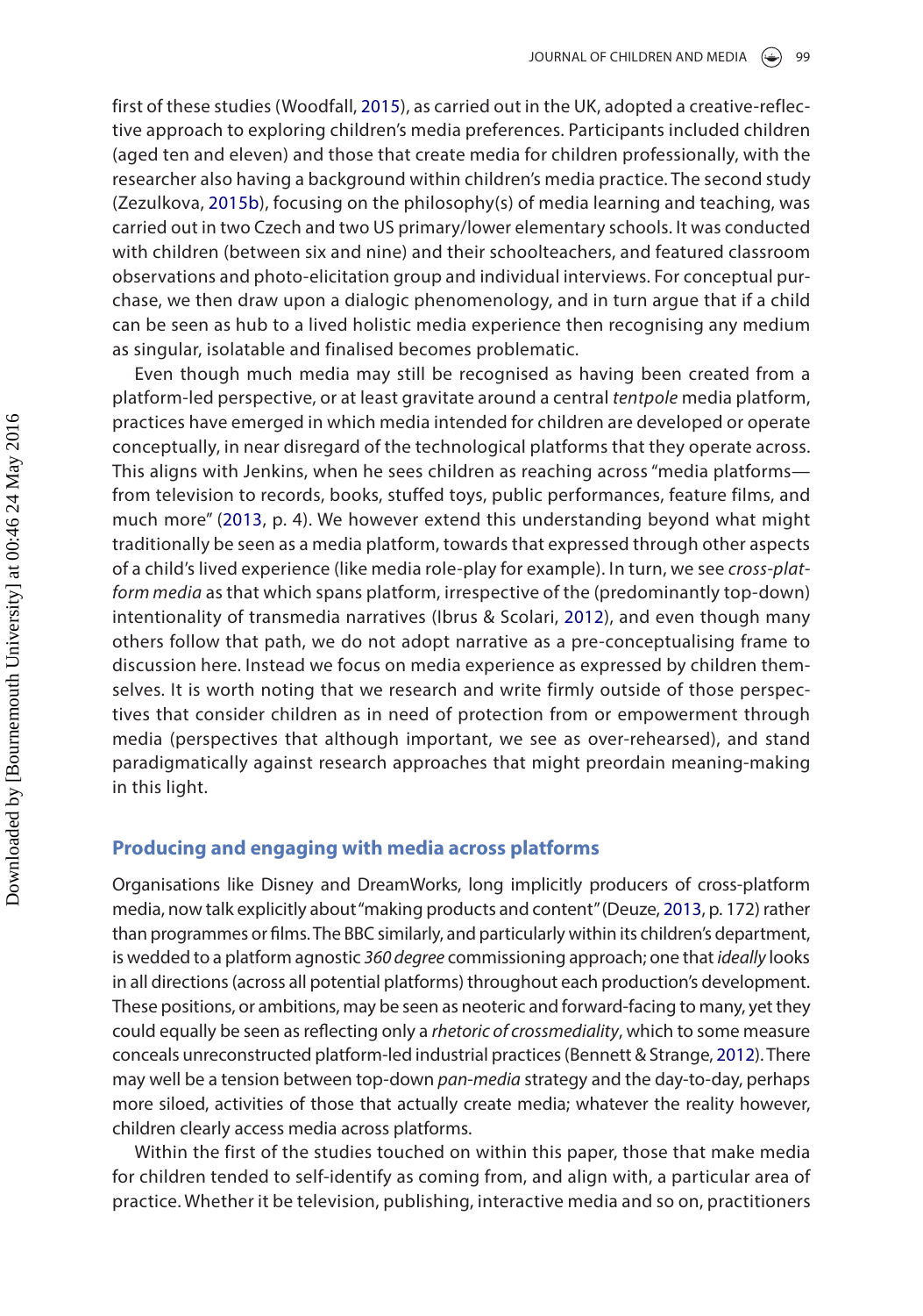first of these studies (Woodfall, 2015), as carried out in the UK, adopted a creative-reflective approach to exploring children's media preferences. Participants included children (aged ten and eleven) and those that create media for children professionally, with the researcher also having a background within children's media practice. The second study (Zezulkova, 2015b), focusing on the philosophy(s) of media learning and teaching, was carried out in two Czech and two US primary/lower elementary schools. It was conducted with children (between six and nine) and their schoolteachers, and featured classroom observations and photo-elicitation group and individual interviews. For conceptual purchase, we then draw upon a dialogic phenomenology, and in turn argue that if a child can be seen as hub to a lived holistic media experience then recognising any medium as singular, isolatable and finalised becomes problematic.

Even though much media may still be recognised as having been created from a platform-led perspective, or at least gravitate around a central *tentpole* media platform, practices have emerged in which media intended for children are developed or operate conceptually, in near disregard of the technological platforms that they operate across. This aligns with Jenkins, when he sees children as reaching across "media platforms—from television to records, books, stuffed toys, public performances, feature films, and much more" (2013, p. 4). We however extend this understanding beyond what might traditionally be seen as a media platform, towards that expressed through other aspects of a child's lived experience (like media role-play for example). In turn, we see *cross-platform media* as that which spans platform, irrespective of the (predominantly top-down) intentionality of transmedia narratives (Ibrus & Scolari, 2012), and even though many others follow that path, we do not adopt narrative as a pre-conceptualising frame to discussion here. Instead we focus on media experience as expressed by children themselves. It is worth noting that we research and write firmly outside of those perspectives that consider children as in need of protection from or empowerment through media (perspectives that although important, we see as over-rehearsed), and stand paradigmatically against research approaches that might preordain meaning-making in this light.

## Producing and engaging with media across platforms

Organisations like Disney and DreamWorks, long implicitly producers of cross-platform media, now talk explicitly about "making products and content" (Deuze, 2013, p. 172) rather than programmes or films. The BBC similarly, and particularly within its children's department, is wedded to a platform agnostic *360 degree* commissioning approach; one that *ideally* looks in all directions (across all potential platforms) throughout each production's development. These positions, or ambitions, may be seen as neoteric and forward-facing to many, yet they could equally be seen as reflecting only a *rhetoric of crossmediality*, which to some measure conceals unreconstructed platform-led industrial practices (Bennett & Strange, 2012). There may well be a tension between top-down *pan-media* strategy and the day-to-day, perhaps more siloed, activities of those that actually create media; whatever the reality however, children clearly access media across platforms.

Within the first of the studies touched on within this paper, those that make media for children tended to self-identify as coming from, and align with, a particular area of practice. Whether it be television, publishing, interactive media and so on, practitioners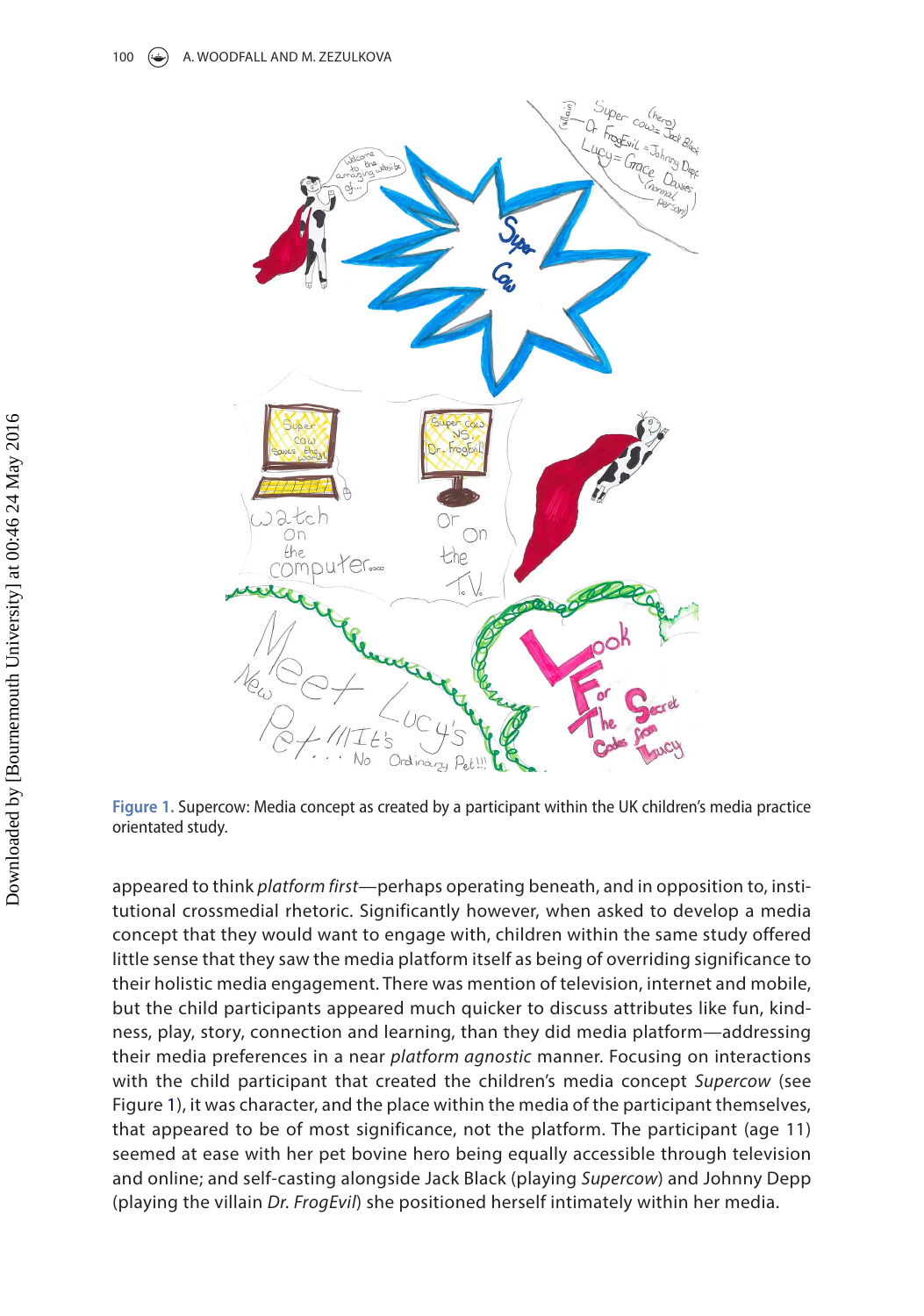Figure 1. Supercow: Media concept as created by a participant within the UK children's media practice orientated study.

appeared to think *platform first*—perhaps operating beneath, and in opposition to, institutional crossmedial rhetoric. Significantly however, when asked to develop a media concept that they would want to engage with, children within the same study offered little sense that they saw the media platform itself as being of overriding significance to their holistic media engagement. There was mention of television, internet and mobile, but the child participants appeared much quicker to discuss attributes like fun, kindness, play, story, connection and learning, than they did media platform—addressing their media preferences in a near *platform agnostic* manner. Focusing on interactions with the child participant that created the children's media concept *Supercow* (see Figure 1), it was character, and the place within the media of the participant themselves, that appeared to be of most significance, not the platform. The participant (age 11) seemed at ease with her pet bovine hero being equally accessible through television and online; and self-casting alongside Jack Black (playing *Supercow*) and Johnny Depp (playing the villain *Dr. FrogEvil*) she positioned herself intimately within her media.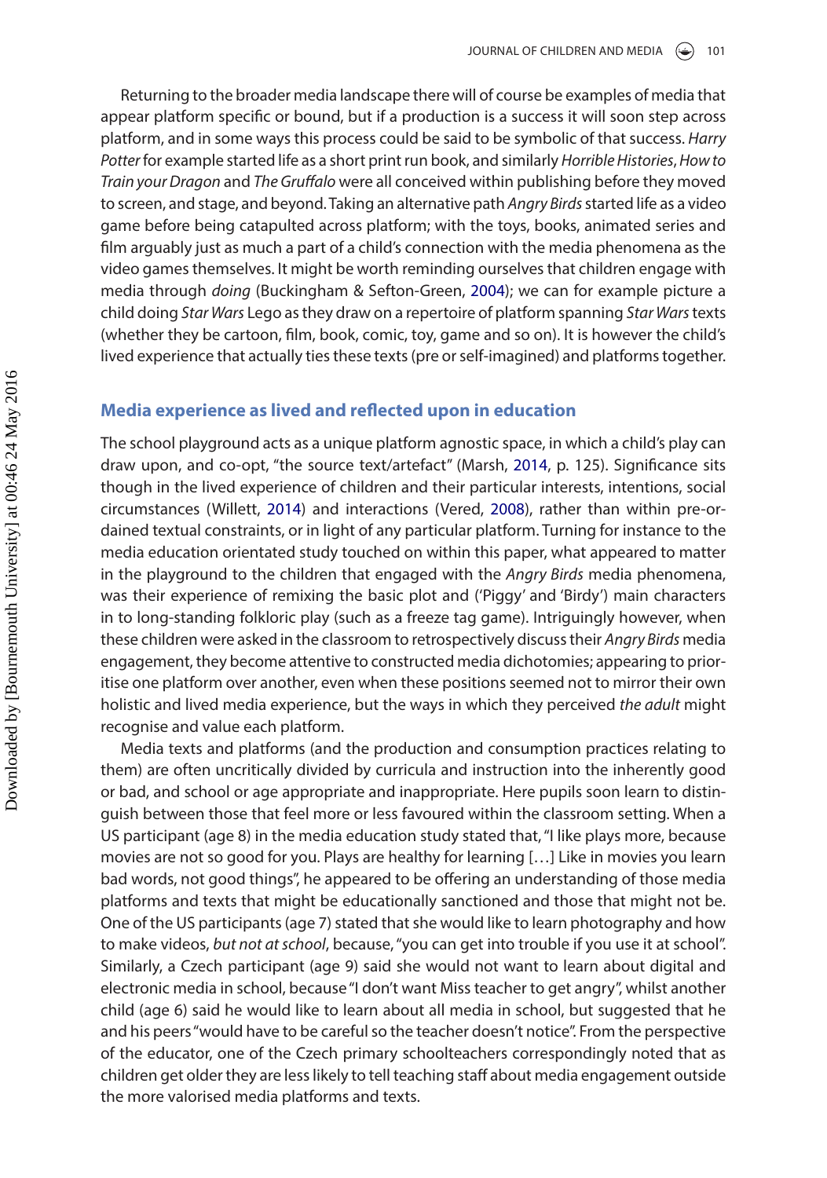Returning to the broader media landscape there will of course be examples of media that appear platform specific or bound, but if a production is a success it will soon step across platform, and in some ways this process could be said to be symbolic of that success. *Harry Potter* for example started life as a short print run book, and similarly *Horrible Histories*, *How to Train your Dragon* and *The Gruffalo* were all conceived within publishing before they moved to screen, and stage, and beyond. Taking an alternative path *Angry Birds* started life as a video game before being catapulted across platform; with the toys, books, animated series and film arguably just as much a part of a child's connection with the media phenomena as the video games themselves. It might be worth reminding ourselves that children engage with media through *doing* (Buckingham & Sefton-Green, 2004); we can for example picture a child doing *Star Wars* Lego as they draw on a repertoire of platform spanning *Star Wars* texts (whether they be cartoon, film, book, comic, toy, game and so on). It is however the child's lived experience that actually ties these texts (pre or self-imagined) and platforms together.

## Media experience as lived and reflected upon in education

The school playground acts as a unique platform agnostic space, in which a child's play can draw upon, and co-opt, "the source text/artefact" (Marsh, 2014, p. 125). Significance sits though in the lived experience of children and their particular interests, intentions, social circumstances (Willett, 2014) and interactions (Vered, 2008), rather than within pre-ordained textual constraints, or in light of any particular platform. Turning for instance to the media education orientated study touched on within this paper, what appeared to matter in the playground to the children that engaged with the *Angry Birds* media phenomena, was their experience of remixing the basic plot and ('Piggy' and 'Birdy') main characters in to long-standing folkloric play (such as a freeze tag game). Intriguingly however, when these children were asked in the classroom to retrospectively discuss their *Angry Birds* media engagement, they become attentive to constructed media dichotomies; appearing to prioritise one platform over another, even when these positions seemed not to mirror their own holistic and lived media experience, but the ways in which they perceived *the adult* might recognise and value each platform.

Media texts and platforms (and the production and consumption practices relating to them) are often uncritically divided by curricula and instruction into the inherently good or bad, and school or age appropriate and inappropriate. Here pupils soon learn to distinguish between those that feel more or less favoured within the classroom setting. When a US participant (age 8) in the media education study stated that, "I like plays more, because movies are not so good for you. Plays are healthy for learning […] Like in movies you learn bad words, not good things", he appeared to be offering an understanding of those media platforms and texts that might be educationally sanctioned and those that might not be. One of the US participants (age 7) stated that she would like to learn photography and how to make videos, *but not at school*, because, "you can get into trouble if you use it at school". Similarly, a Czech participant (age 9) said she would not want to learn about digital and electronic media in school, because "I don't want Miss teacher to get angry", whilst another child (age 6) said he would like to learn about all media in school, but suggested that he and his peers "would have to be careful so the teacher doesn't notice". From the perspective of the educator, one of the Czech primary schoolteachers correspondingly noted that as children get older they are less likely to tell teaching staff about media engagement outside the more valorised media platforms and texts.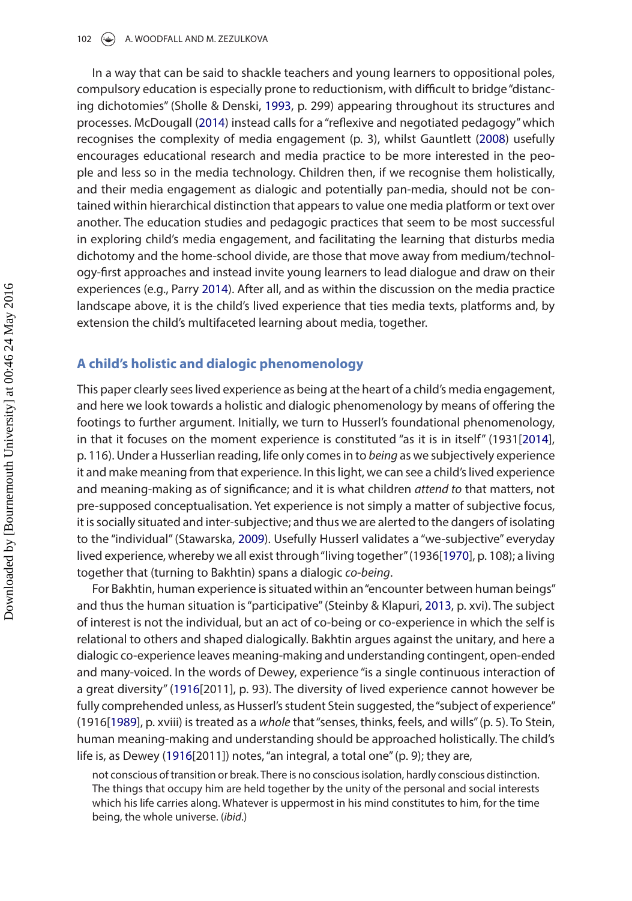In a way that can be said to shackle teachers and young learners to oppositional poles, compulsory education is especially prone to reductionism, with difficult to bridge "distancing dichotomies" (Sholle & Denski, 1993, p. 299) appearing throughout its structures and processes. McDougall (2014) instead calls for a "reflexive and negotiated pedagogy" which recognises the complexity of media engagement (p. 3), whilst Gauntlett (2008) usefully encourages educational research and media practice to be more interested in the people and less so in the media technology. Children then, if we recognise them holistically, and their media engagement as dialogic and potentially pan-media, should not be contained within hierarchical distinction that appears to value one media platform or text over another. The education studies and pedagogic practices that seem to be most successful in exploring child's media engagement, and facilitating the learning that disturbs media dichotomy and the home-school divide, are those that move away from medium/technology-first approaches and instead invite young learners to lead dialogue and draw on their experiences (e.g., Parry 2014). After all, and as within the discussion on the media practice landscape above, it is the child's lived experience that ties media texts, platforms and, by extension the child's multifaceted learning about media, together.

## A child's holistic and dialogic phenomenology

This paper clearly sees lived experience as being at the heart of a child's media engagement, and here we look towards a holistic and dialogic phenomenology by means of offering the footings to further argument. Initially, we turn to Husserl's foundational phenomenology, in that it focuses on the moment experience is constituted "as it is in itself" (1931[2014], p. 116). Under a Husserlian reading, life only comes in to *being* as we subjectively experience it and make meaning from that experience. In this light, we can see a child's lived experience and meaning-making as of significance; and it is what children *attend to* that matters, not pre-supposed conceptualisation. Yet experience is not simply a matter of subjective focus, it is socially situated and inter-subjective; and thus we are alerted to the dangers of isolating to the "individual" (Stawarska, 2009). Usefully Husserl validates a "we-subjective" everyday lived experience, whereby we all exist through "living together" (1936[1970], p. 108); a living together that (turning to Bakhtin) spans a dialogic *co-being*.

For Bakhtin, human experience is situated within an "encounter between human beings" and thus the human situation is "participative" (Steinby & Klapuri, 2013, p. xvi). The subject of interest is not the individual, but an act of co-being or co-experience in which the self is relational to others and shaped dialogically. Bakhtin argues against the unitary, and here a dialogic co-experience leaves meaning-making and understanding contingent, open-ended and many-voiced. In the words of Dewey, experience "is a single continuous interaction of a great diversity" (1916[2011], p. 93). The diversity of lived experience cannot however be fully comprehended unless, as Husserl's student Stein suggested, the "subject of experience" (1916[1989], p. xviii) is treated as a *whole* that "senses, thinks, feels, and wills" (p. 5). To Stein, human meaning-making and understanding should be approached holistically. The child's life is, as Dewey (1916[2011]) notes, "an integral, a total one" (p. 9); they are,

> not conscious of transition or break. There is no conscious isolation, hardly conscious distinction. The things that occupy him are held together by the unity of the personal and social interests which his life carries along. Whatever is uppermost in his mind constitutes to him, for the time being, the whole universe. (*ibid.*)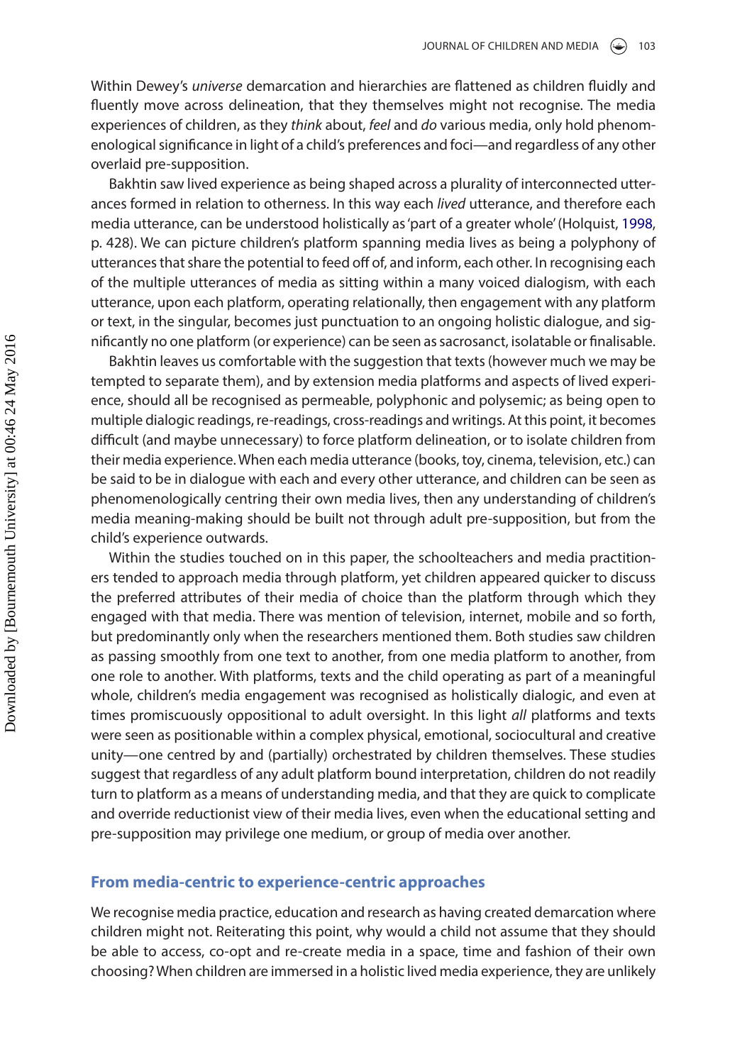Within Dewey's *universe* demarcation and hierarchies are flattened as children fluidly and fluently move across delineation, that they themselves might not recognise. The media experiences of children, as they *think* about, *feel* and *do* various media, only hold phenomenological significance in light of a child's preferences and foci—and regardless of any other overlaid pre-supposition.

Bakhtin saw lived experience as being shaped across a plurality of interconnected utterances formed in relation to otherness. In this way each *lived* utterance, and therefore each media utterance, can be understood holistically as 'part of a greater whole' (Holquist, 1998, p. 428). We can picture children's platform spanning media lives as being a polyphony of utterances that share the potential to feed off of, and inform, each other. In recognising each of the multiple utterances of media as sitting within a many voiced dialogism, with each utterance, upon each platform, operating relationally, then engagement with any platform or text, in the singular, becomes just punctuation to an ongoing holistic dialogue, and significantly no one platform (or experience) can be seen as sacrosanct, isolatable or finalisable.

Bakhtin leaves us comfortable with the suggestion that texts (however much we may be tempted to separate them), and by extension media platforms and aspects of lived experience, should all be recognised as permeable, polyphonic and polysemic; as being open to multiple dialogic readings, re-readings, cross-readings and writings. At this point, it becomes difficult (and maybe unnecessary) to force platform delineation, or to isolate children from their media experience. When each media utterance (books, toy, cinema, television, etc.) can be said to be in dialogue with each and every other utterance, and children can be seen as phenomenologically centring their own media lives, then any understanding of children's media meaning-making should be built not through adult pre-supposition, but from the child's experience outwards.

Within the studies touched on in this paper, the schoolteachers and media practitioners tended to approach media through platform, yet children appeared quicker to discuss the preferred attributes of their media of choice than the platform through which they engaged with that media. There was mention of television, internet, mobile and so forth, but predominantly only when the researchers mentioned them. Both studies saw children as passing smoothly from one text to another, from one media platform to another, from one role to another. With platforms, texts and the child operating as part of a meaningful whole, children's media engagement was recognised as holistically dialogic, and even at times promiscuously oppositional to adult oversight. In this light *all* platforms and texts were seen as positionable within a complex physical, emotional, sociocultural and creative unity—one centred by and (partially) orchestrated by children themselves. These studies suggest that regardless of any adult platform bound interpretation, children do not readily turn to platform as a means of understanding media, and that they are quick to complicate and override reductionist view of their media lives, even when the educational setting and pre-supposition may privilege one medium, or group of media over another.

## From media-centric to experience-centric approaches

We recognise media practice, education and research as having created demarcation where children might not. Reiterating this point, why would a child not assume that they should be able to access, co-opt and re-create media in a space, time and fashion of their own choosing? When children are immersed in a holistic lived media experience, they are unlikely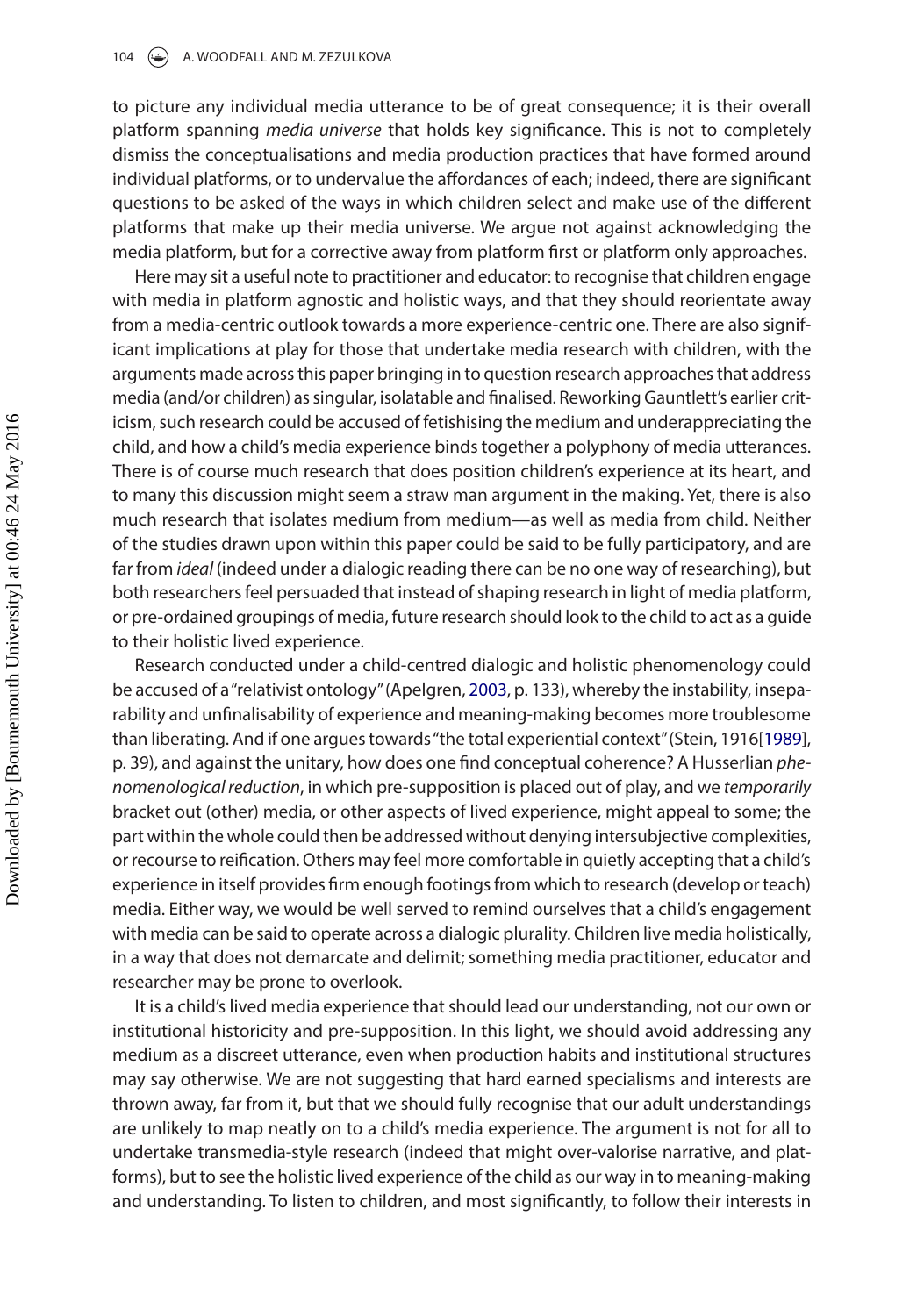to picture any individual media utterance to be of great consequence; it is their overall platform spanning *media universe* that holds key significance. This is not to completely dismiss the conceptualisations and media production practices that have formed around individual platforms, or to undervalue the affordances of each; indeed, there are significant questions to be asked of the ways in which children select and make use of the different platforms that make up their media universe. We argue not against acknowledging the media platform, but for a corrective away from platform first or platform only approaches.

Here may sit a useful note to practitioner and educator: to recognise that children engage with media in platform agnostic and holistic ways, and that they should reorientate away from a media-centric outlook towards a more experience-centric one. There are also significant implications at play for those that undertake media research with children, with the arguments made across this paper bringing in to question research approaches that address media (and/or children) as singular, isolatable and finalised. Reworking Gauntlett's earlier criticism, such research could be accused of fetishising the medium and underappreciating the child, and how a child's media experience binds together a polyphony of media utterances. There is of course much research that does position children's experience at its heart, and to many this discussion might seem a straw man argument in the making. Yet, there is also much research that isolates medium from medium—as well as media from child. Neither of the studies drawn upon within this paper could be said to be fully participatory, and are far from *ideal* (indeed under a dialogic reading there can be no one way of researching), but both researchers feel persuaded that instead of shaping research in light of media platform, or pre-ordained groupings of media, future research should look to the child to act as a guide to their holistic lived experience.

Research conducted under a child-centred dialogic and holistic phenomenology could be accused of a "relativist ontology" (Apelgren, 2003, p. 133), whereby the instability, inseparability and unfinalisability of experience and meaning-making becomes more troublesome than liberating. And if one argues towards "the total experiential context" (Stein, 1916[1989], p. 39), and against the unitary, how does one find conceptual coherence? A Husserlian *phenomenological reduction*, in which pre-supposition is placed out of play, and we *temporarily* bracket out (other) media, or other aspects of lived experience, might appeal to some; the part within the whole could then be addressed without denying intersubjective complexities, or recourse to reification. Others may feel more comfortable in quietly accepting that a child's experience in itself provides firm enough footings from which to research (develop or teach) media. Either way, we would be well served to remind ourselves that a child's engagement with media can be said to operate across a dialogic plurality. Children live media holistically, in a way that does not demarcate and delimit; something media practitioner, educator and researcher may be prone to overlook.

It is a child's lived media experience that should lead our understanding, not our own or institutional historicity and pre-supposition. In this light, we should avoid addressing any medium as a discreet utterance, even when production habits and institutional structures may say otherwise. We are not suggesting that hard earned specialisms and interests are thrown away, far from it, but that we should fully recognise that our adult understandings are unlikely to map neatly on to a child's media experience. The argument is not for all to undertake transmedia-style research (indeed that might over-valorise narrative, and platforms), but to see the holistic lived experience of the child as our way in to meaning-making and understanding. To listen to children, and most significantly, to follow their interests in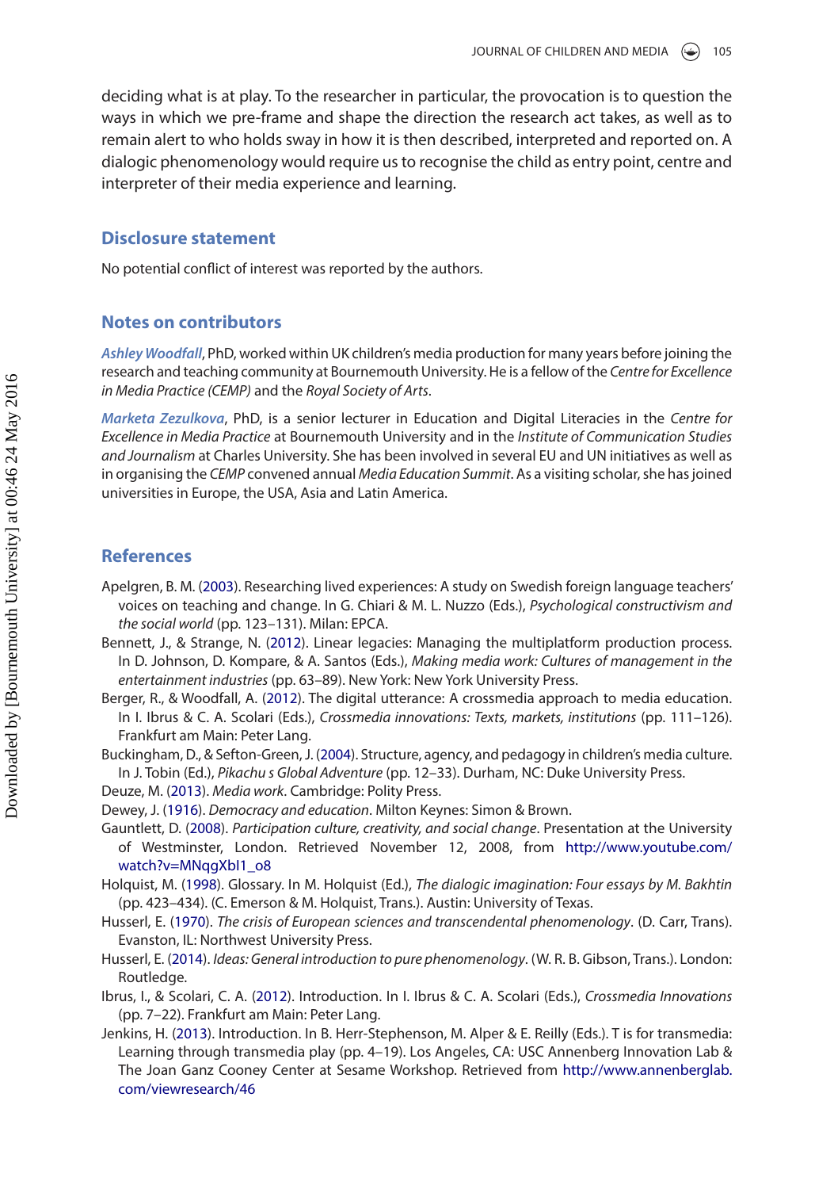deciding what is at play. To the researcher in particular, the provocation is to question the ways in which we pre-frame and shape the direction the research act takes, as well as to remain alert to who holds sway in how it is then described, interpreted and reported on. A dialogic phenomenology would require us to recognise the child as entry point, centre and interpreter of their media experience and learning.

## Disclosure statement

No potential conflict of interest was reported by the authors.

## Notes on contributors

*Ashley Woodfall*, PhD, worked within UK children's media production for many years before joining the research and teaching community at Bournemouth University. He is a fellow of the *Centre for Excellence in Media Practice (CEMP)* and the *Royal Society of Arts*.

*Marketa Zezulkova*, PhD, is a senior lecturer in Education and Digital Literacies in the *Centre for Excellence in Media Practice* at Bournemouth University and in the *Institute of Communication Studies and Journalism* at Charles University. She has been involved in several EU and UN initiatives as well as in organising the *CEMP* convened annual *Media Education Summit*. As a visiting scholar, she has joined universities in Europe, the USA, Asia and Latin America.

## References

Apelgren, B. M. (2003). Researching lived experiences: A study on Swedish foreign language teachers' voices on teaching and change. In G. Chiari & M. L. Nuzzo (Eds.), *Psychological constructivism and the social world* (pp. 123–131). Milan: EPCA.

Bennett, J., & Strange, N. (2012). Linear legacies: Managing the multiplatform production process. In D. Johnson, D. Kompare, & A. Santos (Eds.), *Making media work: Cultures of management in the entertainment industries* (pp. 63–89). New York: New York University Press.

Berger, R., & Woodfall, A. (2012). The digital utterance: A crossmedia approach to media education. In I. Ibrus & C. A. Scolari (Eds.), *Crossmedia innovations: Texts, markets, institutions* (pp. 111–126). Frankfurt am Main: Peter Lang.

Buckingham, D., & Sefton-Green, J. (2004). Structure, agency, and pedagogy in children's media culture. In J. Tobin (Ed.), *Pikachu s Global Adventure* (pp. 12–33). Durham, NC: Duke University Press.

Deuze, M. (2013). *Media work*. Cambridge: Polity Press.

Dewey, J. (1916). *Democracy and education*. Milton Keynes: Simon & Brown.

Gauntlett, D. (2008). *Participation culture, creativity, and social change*. Presentation at the University of Westminster, London. Retrieved November 12, 2008, from http://www.youtube.com/watch?v=MNqgXbI1_o8

Holquist, M. (1998). Glossary. In M. Holquist (Ed.), *The dialogic imagination: Four essays by M. Bakhtin* (pp. 423–434). (C. Emerson & M. Holquist, Trans.). Austin: University of Texas.

Husserl, E. (1970). *The crisis of European sciences and transcendental phenomenology*. (D. Carr, Trans). Evanston, IL: Northwest University Press.

Husserl, E. (2014). *Ideas: General introduction to pure phenomenology*. (W. R. B. Gibson, Trans.). London: Routledge.

Ibrus, I., & Scolari, C. A. (2012). Introduction. In I. Ibrus & C. A. Scolari (Eds.), *Crossmedia Innovations* (pp. 7–22). Frankfurt am Main: Peter Lang.

Jenkins, H. (2013). Introduction. In B. Herr-Stephenson, M. Alper & E. Reilly (Eds.). T is for transmedia: Learning through transmedia play (pp. 4–19). Los Angeles, CA: USC Annenberg Innovation Lab & The Joan Ganz Cooney Center at Sesame Workshop. Retrieved from http://www.annenberglab.com/viewresearch/46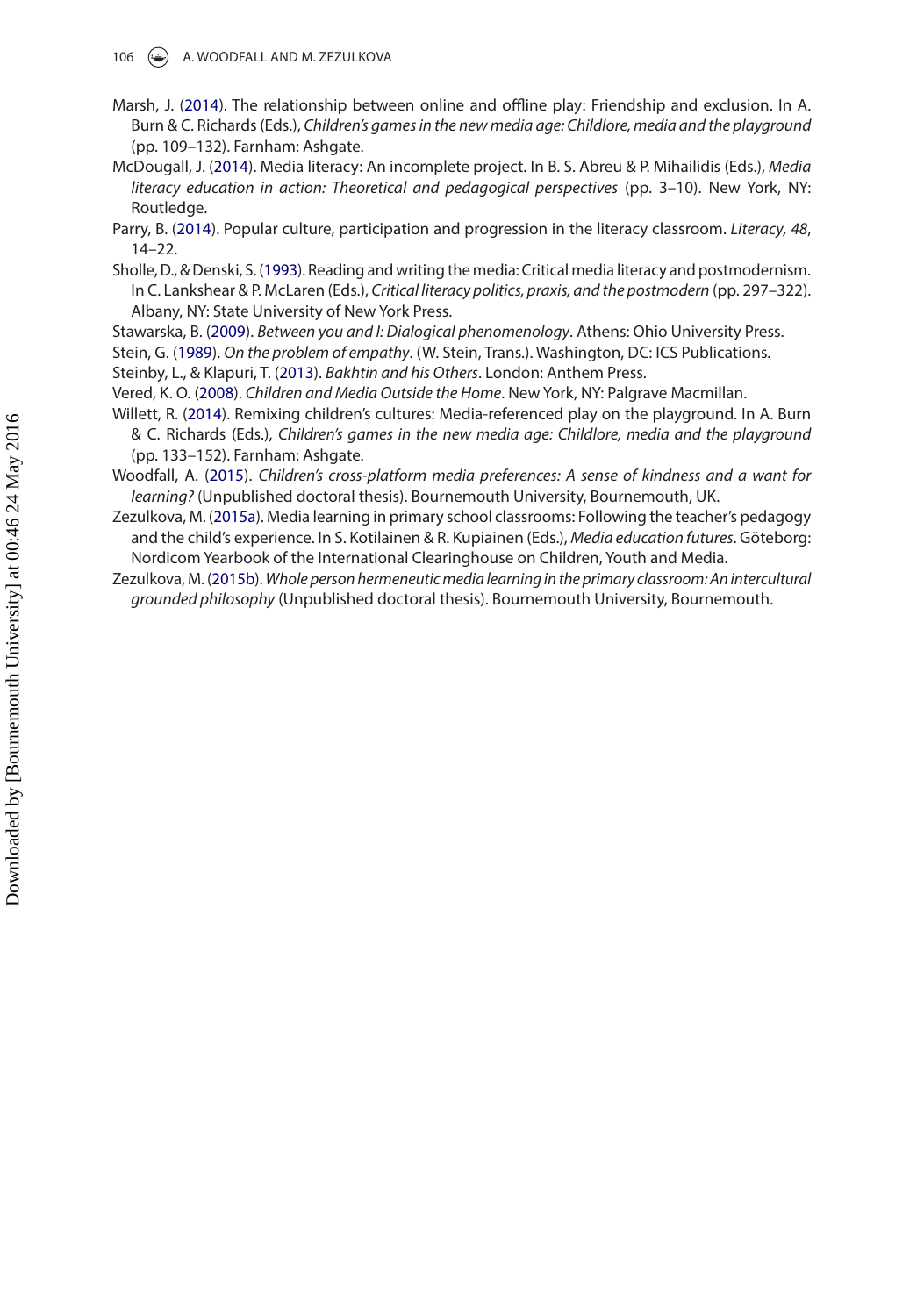Marsh, J. (2014). The relationship between online and offline play: Friendship and exclusion. In A. Burn & C. Richards (Eds.), *Children's games in the new media age: Childlore, media and the playground* (pp. 109–132). Farnham: Ashgate.

McDougall, J. (2014). Media literacy: An incomplete project. In B. S. Abreu & P. Mihailidis (Eds.), *Media literacy education in action: Theoretical and pedagogical perspectives* (pp. 3–10). New York, NY: Routledge.

Parry, B. (2014). Popular culture, participation and progression in the literacy classroom. *Literacy, 48*, 14–22.

Sholle, D., & Denski, S. (1993). Reading and writing the media: Critical media literacy and postmodernism. In C. Lankshear & P. McLaren (Eds.), *Critical literacy politics, praxis, and the postmodern* (pp. 297–322). Albany, NY: State University of New York Press.

Stawarska, B. (2009). *Between you and I: Dialogical phenomenology*. Athens: Ohio University Press.

Stein, G. (1989). *On the problem of empathy*. (W. Stein, Trans.). Washington, DC: ICS Publications.

Steinby, L., & Klapuri, T. (2013). *Bakhtin and his Others*. London: Anthem Press.

Vered, K. O. (2008). *Children and Media Outside the Home*. New York, NY: Palgrave Macmillan.

Willett, R. (2014). Remixing children's cultures: Media-referenced play on the playground. In A. Burn & C. Richards (Eds.), *Children's games in the new media age: Childlore, media and the playground* (pp. 133–152). Farnham: Ashgate.

Woodfall, A. (2015). *Children's cross-platform media preferences: A sense of kindness and a want for learning?* (Unpublished doctoral thesis). Bournemouth University, Bournemouth, UK.

Zezulkova, M. (2015a). Media learning in primary school classrooms: Following the teacher's pedagogy and the child's experience. In S. Kotilainen & R. Kupiainen (Eds.), *Media education futures*. Göteborg: Nordicom Yearbook of the International Clearinghouse on Children, Youth and Media.

Zezulkova, M. (2015b). *Whole person hermeneutic media learning in the primary classroom: An intercultural grounded philosophy* (Unpublished doctoral thesis). Bournemouth University, Bournemouth.